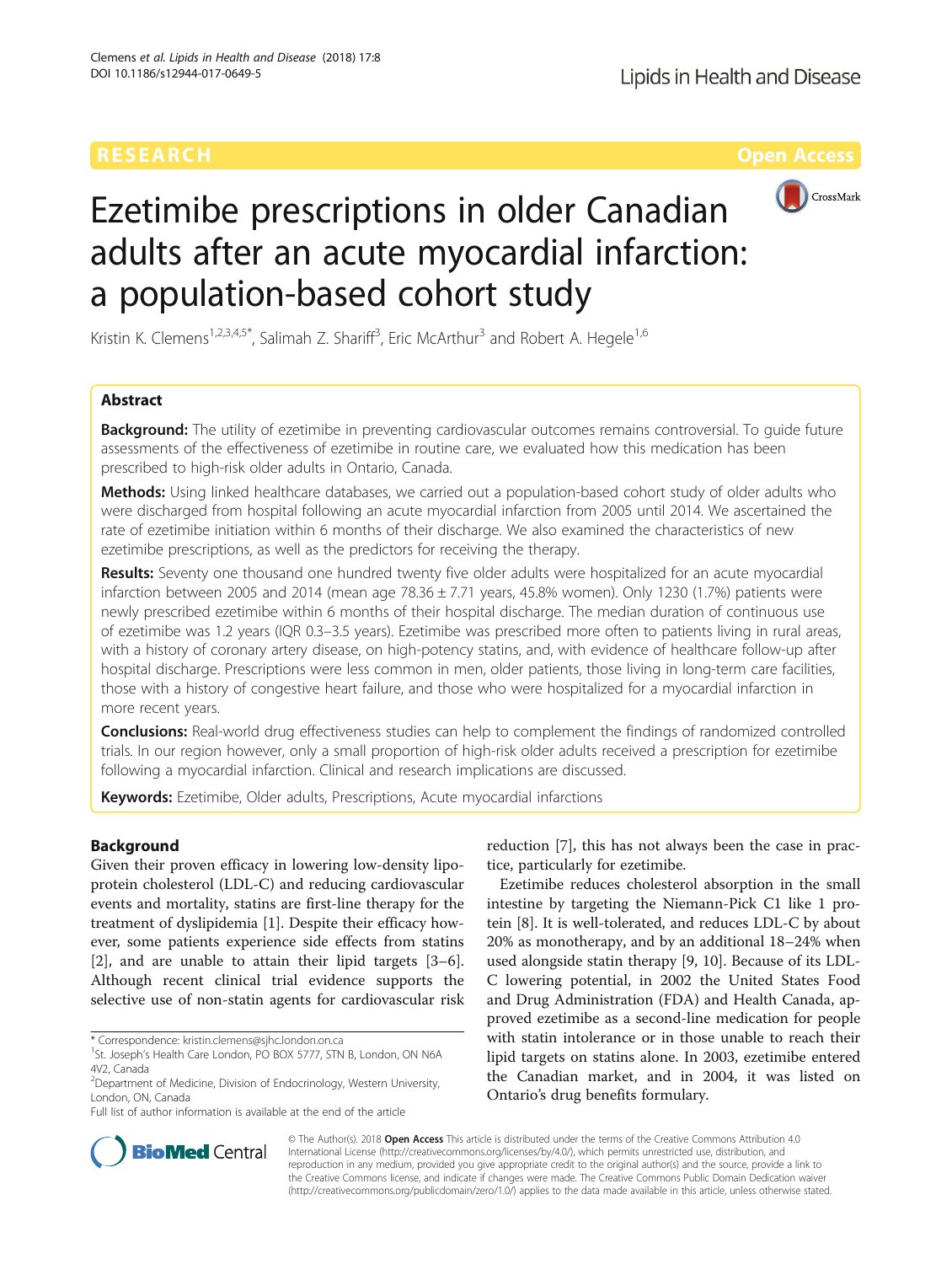RESEARCH Open Access

# Ezetimibe prescriptions in older Canadian adults after an acute myocardial infarction: a population-based cohort study

Kristin K. Clemens[1,2,3,4,5*], Salimah Z. Shariff[3], Eric McArthur[3] and Robert A. Hegele[1,6]

## Abstract

**Background:** The utility of ezetimibe in preventing cardiovascular outcomes remains controversial. To guide future assessments of the effectiveness of ezetimibe in routine care, we evaluated how this medication has been prescribed to high-risk older adults in Ontario, Canada.

**Methods:** Using linked healthcare databases, we carried out a population-based cohort study of older adults who were discharged from hospital following an acute myocardial infarction from 2005 until 2014. We ascertained the rate of ezetimibe initiation within 6 months of their discharge. We also examined the characteristics of new ezetimibe prescriptions, as well as the predictors for receiving the therapy.

**Results:** Seventy one thousand one hundred twenty five older adults were hospitalized for an acute myocardial infarction between 2005 and 2014 (mean age 78.36 ± 7.71 years, 45.8% women). Only 1230 (1.7%) patients were newly prescribed ezetimibe within 6 months of their hospital discharge. The median duration of continuous use of ezetimibe was 1.2 years (IQR 0.3–3.5 years). Ezetimibe was prescribed more often to patients living in rural areas, with a history of coronary artery disease, on high-potency statins, and, with evidence of healthcare follow-up after hospital discharge. Prescriptions were less common in men, older patients, those living in long-term care facilities, those with a history of congestive heart failure, and those who were hospitalized for a myocardial infarction in more recent years.

**Conclusions:** Real-world drug effectiveness studies can help to complement the findings of randomized controlled trials. In our region however, only a small proportion of high-risk older adults received a prescription for ezetimibe following a myocardial infarction. Clinical and research implications are discussed.

**Keywords:** Ezetimibe, Older adults, Prescriptions, Acute myocardial infarctions

## Background

Given their proven efficacy in lowering low-density lipoprotein cholesterol (LDL-C) and reducing cardiovascular events and mortality, statins are first-line therapy for the treatment of dyslipidemia [1]. Despite their efficacy however, some patients experience side effects from statins [2], and are unable to attain their lipid targets [3–6]. Although recent clinical trial evidence supports the selective use of non-statin agents for cardiovascular risk reduction [7], this has not always been the case in practice, particularly for ezetimibe.

Ezetimibe reduces cholesterol absorption in the small intestine by targeting the Niemann-Pick C1 like 1 protein [8]. It is well-tolerated, and reduces LDL-C by about 20% as monotherapy, and by an additional 18–24% when used alongside statin therapy [9, 10]. Because of its LDL-C lowering potential, in 2002 the United States Food and Drug Administration (FDA) and Health Canada, approved ezetimibe as a second-line medication for people with statin intolerance or in those unable to reach their lipid targets on statins alone. In 2003, ezetimibe entered the Canadian market, and in 2004, it was listed on Ontario's drug benefits formulary.

\* Correspondence: kristin.clemens@sjhc.london.on.ca
[1]St. Joseph's Health Care London, PO BOX 5777, STN B, London, ON N6A 4V2, Canada
[2]Department of Medicine, Division of Endocrinology, Western University, London, ON, Canada
Full list of author information is available at the end of the article

© The Author(s). 2018 **Open Access** This article is distributed under the terms of the Creative Commons Attribution 4.0 International License (http://creativecommons.org/licenses/by/4.0/), which permits unrestricted use, distribution, and reproduction in any medium, provided you give appropriate credit to the original author(s) and the source, provide a link to the Creative Commons license, and indicate if changes were made. The Creative Commons Public Domain Dedication waiver (http://creativecommons.org/publicdomain/zero/1.0/) applies to the data made available in this article, unless otherwise stated.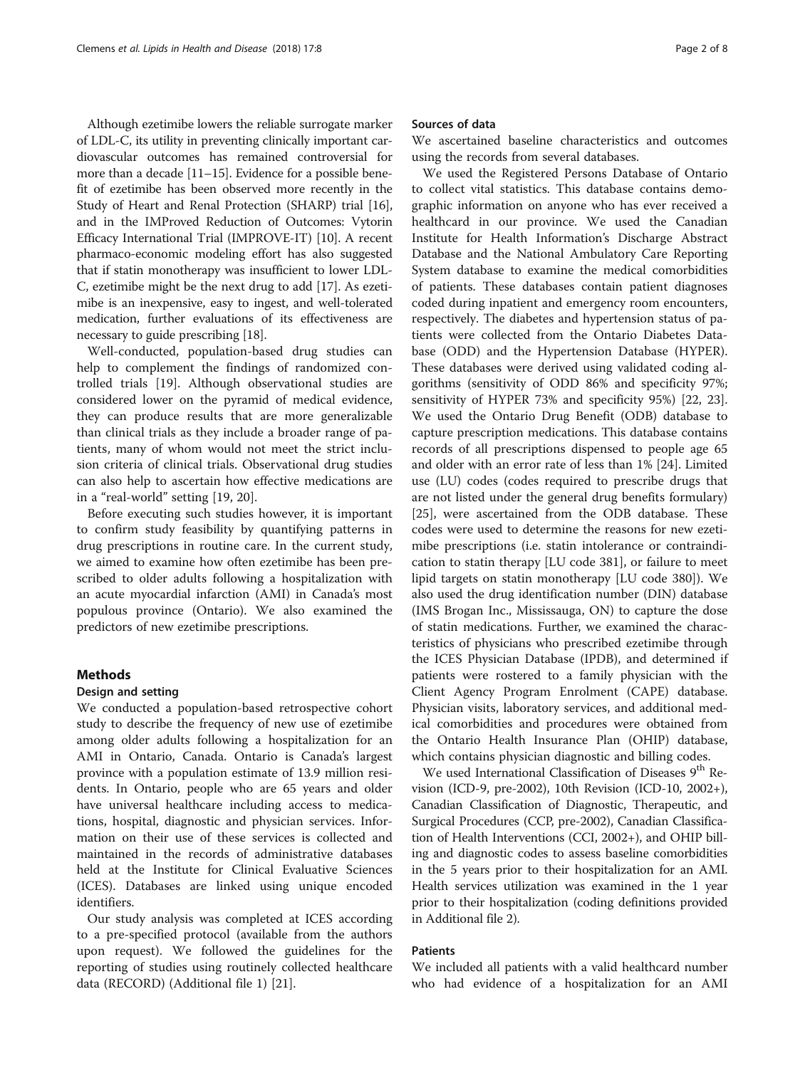Although ezetimibe lowers the reliable surrogate marker of LDL-C, its utility in preventing clinically important cardiovascular outcomes has remained controversial for more than a decade [11–15]. Evidence for a possible benefit of ezetimibe has been observed more recently in the Study of Heart and Renal Protection (SHARP) trial [16], and in the IMProved Reduction of Outcomes: Vytorin Efficacy International Trial (IMPROVE-IT) [10]. A recent pharmaco-economic modeling effort has also suggested that if statin monotherapy was insufficient to lower LDL-C, ezetimibe might be the next drug to add [17]. As ezetimibe is an inexpensive, easy to ingest, and well-tolerated medication, further evaluations of its effectiveness are necessary to guide prescribing [18].

Well-conducted, population-based drug studies can help to complement the findings of randomized controlled trials [19]. Although observational studies are considered lower on the pyramid of medical evidence, they can produce results that are more generalizable than clinical trials as they include a broader range of patients, many of whom would not meet the strict inclusion criteria of clinical trials. Observational drug studies can also help to ascertain how effective medications are in a "real-world" setting [19, 20].

Before executing such studies however, it is important to confirm study feasibility by quantifying patterns in drug prescriptions in routine care. In the current study, we aimed to examine how often ezetimibe has been prescribed to older adults following a hospitalization with an acute myocardial infarction (AMI) in Canada's most populous province (Ontario). We also examined the predictors of new ezetimibe prescriptions.

## Methods

### Design and setting

We conducted a population-based retrospective cohort study to describe the frequency of new use of ezetimibe among older adults following a hospitalization for an AMI in Ontario, Canada. Ontario is Canada's largest province with a population estimate of 13.9 million residents. In Ontario, people who are 65 years and older have universal healthcare including access to medications, hospital, diagnostic and physician services. Information on their use of these services is collected and maintained in the records of administrative databases held at the Institute for Clinical Evaluative Sciences (ICES). Databases are linked using unique encoded identifiers.

Our study analysis was completed at ICES according to a pre-specified protocol (available from the authors upon request). We followed the guidelines for the reporting of studies using routinely collected healthcare data (RECORD) (Additional file 1) [21].

### Sources of data

We ascertained baseline characteristics and outcomes using the records from several databases.

We used the Registered Persons Database of Ontario to collect vital statistics. This database contains demographic information on anyone who has ever received a healthcard in our province. We used the Canadian Institute for Health Information's Discharge Abstract Database and the National Ambulatory Care Reporting System database to examine the medical comorbidities of patients. These databases contain patient diagnoses coded during inpatient and emergency room encounters, respectively. The diabetes and hypertension status of patients were collected from the Ontario Diabetes Database (ODD) and the Hypertension Database (HYPER). These databases were derived using validated coding algorithms (sensitivity of ODD 86% and specificity 97%; sensitivity of HYPER 73% and specificity 95%) [22, 23]. We used the Ontario Drug Benefit (ODB) database to capture prescription medications. This database contains records of all prescriptions dispensed to people age 65 and older with an error rate of less than 1% [24]. Limited use (LU) codes (codes required to prescribe drugs that are not listed under the general drug benefits formulary) [25], were ascertained from the ODB database. These codes were used to determine the reasons for new ezetimibe prescriptions (i.e. statin intolerance or contraindication to statin therapy [LU code 381], or failure to meet lipid targets on statin monotherapy [LU code 380]). We also used the drug identification number (DIN) database (IMS Brogan Inc., Mississauga, ON) to capture the dose of statin medications. Further, we examined the characteristics of physicians who prescribed ezetimibe through the ICES Physician Database (IPDB), and determined if patients were rostered to a family physician with the Client Agency Program Enrolment (CAPE) database. Physician visits, laboratory services, and additional medical comorbidities and procedures were obtained from the Ontario Health Insurance Plan (OHIP) database, which contains physician diagnostic and billing codes.

We used International Classification of Diseases 9th Revision (ICD-9, pre-2002), 10th Revision (ICD-10, 2002+), Canadian Classification of Diagnostic, Therapeutic, and Surgical Procedures (CCP, pre-2002), Canadian Classification of Health Interventions (CCI, 2002+), and OHIP billing and diagnostic codes to assess baseline comorbidities in the 5 years prior to their hospitalization for an AMI. Health services utilization was examined in the 1 year prior to their hospitalization (coding definitions provided in Additional file 2).

### Patients

We included all patients with a valid healthcard number who had evidence of a hospitalization for an AMI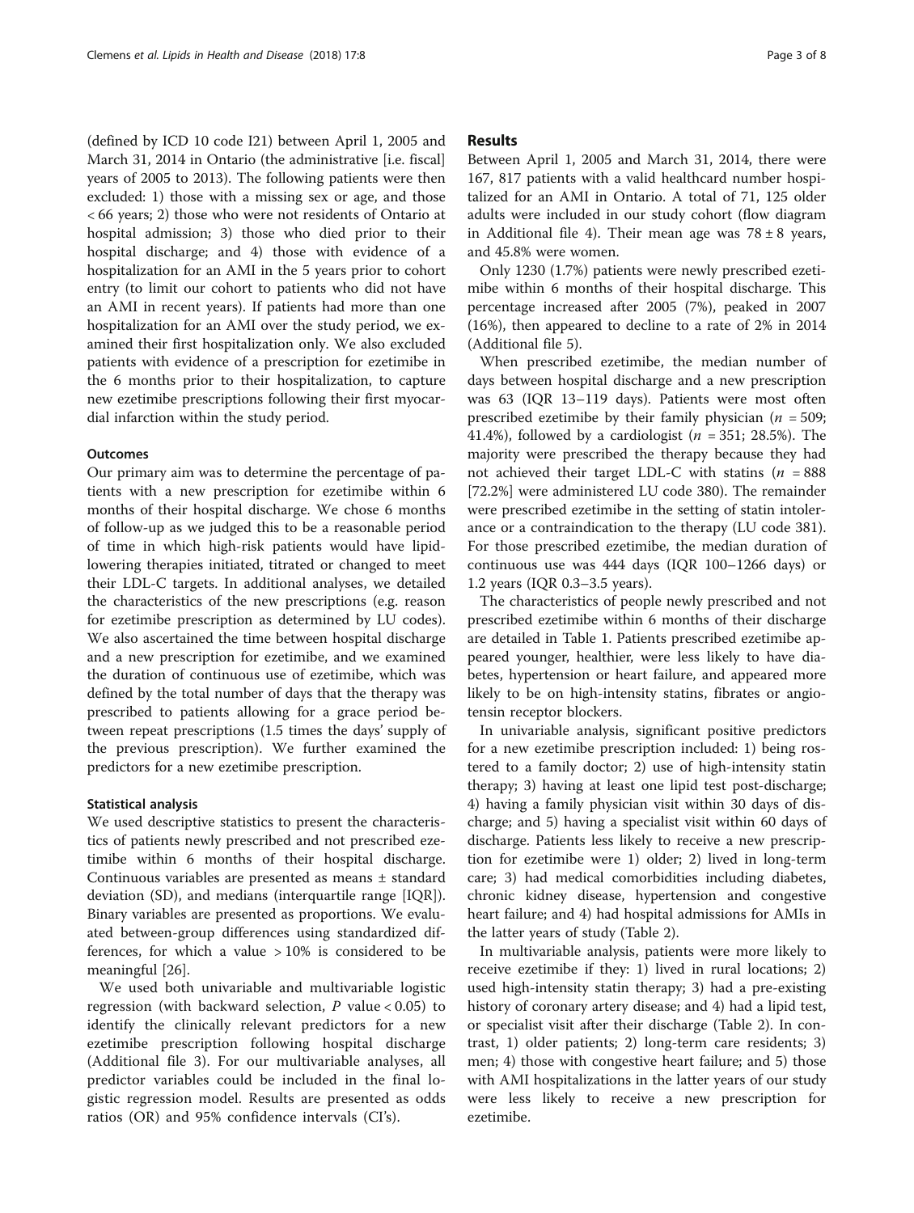(defined by ICD 10 code I21) between April 1, 2005 and March 31, 2014 in Ontario (the administrative [i.e. fiscal] years of 2005 to 2013). The following patients were then excluded: 1) those with a missing sex or age, and those < 66 years; 2) those who were not residents of Ontario at hospital admission; 3) those who died prior to their hospital discharge; and 4) those with evidence of a hospitalization for an AMI in the 5 years prior to cohort entry (to limit our cohort to patients who did not have an AMI in recent years). If patients had more than one hospitalization for an AMI over the study period, we examined their first hospitalization only. We also excluded patients with evidence of a prescription for ezetimibe in the 6 months prior to their hospitalization, to capture new ezetimibe prescriptions following their first myocardial infarction within the study period.

### Outcomes

Our primary aim was to determine the percentage of patients with a new prescription for ezetimibe within 6 months of their hospital discharge. We chose 6 months of follow-up as we judged this to be a reasonable period of time in which high-risk patients would have lipid-lowering therapies initiated, titrated or changed to meet their LDL-C targets. In additional analyses, we detailed the characteristics of the new prescriptions (e.g. reason for ezetimibe prescription as determined by LU codes). We also ascertained the time between hospital discharge and a new prescription for ezetimibe, and we examined the duration of continuous use of ezetimibe, which was defined by the total number of days that the therapy was prescribed to patients allowing for a grace period between repeat prescriptions (1.5 times the days' supply of the previous prescription). We further examined the predictors for a new ezetimibe prescription.

### Statistical analysis

We used descriptive statistics to present the characteristics of patients newly prescribed and not prescribed ezetimibe within 6 months of their hospital discharge. Continuous variables are presented as means ± standard deviation (SD), and medians (interquartile range [IQR]). Binary variables are presented as proportions. We evaluated between-group differences using standardized differences, for which a value > 10% is considered to be meaningful [26].

We used both univariable and multivariable logistic regression (with backward selection, $P$ value < 0.05) to identify the clinically relevant predictors for a new ezetimibe prescription following hospital discharge (Additional file 3). For our multivariable analyses, all predictor variables could be included in the final logistic regression model. Results are presented as odds ratios (OR) and 95% confidence intervals (CI's).

## Results

Between April 1, 2005 and March 31, 2014, there were 167, 817 patients with a valid healthcard number hospitalized for an AMI in Ontario. A total of 71, 125 older adults were included in our study cohort (flow diagram in Additional file 4). Their mean age was 78 ± 8 years, and 45.8% were women.

Only 1230 (1.7%) patients were newly prescribed ezetimibe within 6 months of their hospital discharge. This percentage increased after 2005 (7%), peaked in 2007 (16%), then appeared to decline to a rate of 2% in 2014 (Additional file 5).

When prescribed ezetimibe, the median number of days between hospital discharge and a new prescription was 63 (IQR 13–119 days). Patients were most often prescribed ezetimibe by their family physician ($n$ = 509; 41.4%), followed by a cardiologist ($n$ = 351; 28.5%). The majority were prescribed the therapy because they had not achieved their target LDL-C with statins ($n$ = 888 [72.2%] were administered LU code 380). The remainder were prescribed ezetimibe in the setting of statin intolerance or a contraindication to the therapy (LU code 381). For those prescribed ezetimibe, the median duration of continuous use was 444 days (IQR 100–1266 days) or 1.2 years (IQR 0.3–3.5 years).

The characteristics of people newly prescribed and not prescribed ezetimibe within 6 months of their discharge are detailed in Table 1. Patients prescribed ezetimibe appeared younger, healthier, were less likely to have diabetes, hypertension or heart failure, and appeared more likely to be on high-intensity statins, fibrates or angiotensin receptor blockers.

In univariable analysis, significant positive predictors for a new ezetimibe prescription included: 1) being rostered to a family doctor; 2) use of high-intensity statin therapy; 3) having at least one lipid test post-discharge; 4) having a family physician visit within 30 days of discharge; and 5) having a specialist visit within 60 days of discharge. Patients less likely to receive a new prescription for ezetimibe were 1) older; 2) lived in long-term care; 3) had medical comorbidities including diabetes, chronic kidney disease, hypertension and congestive heart failure; and 4) had hospital admissions for AMIs in the latter years of study (Table 2).

In multivariable analysis, patients were more likely to receive ezetimibe if they: 1) lived in rural locations; 2) used high-intensity statin therapy; 3) had a pre-existing history of coronary artery disease; and 4) had a lipid test, or specialist visit after their discharge (Table 2). In contrast, 1) older patients; 2) long-term care residents; 3) men; 4) those with congestive heart failure; and 5) those with AMI hospitalizations in the latter years of our study were less likely to receive a new prescription for ezetimibe.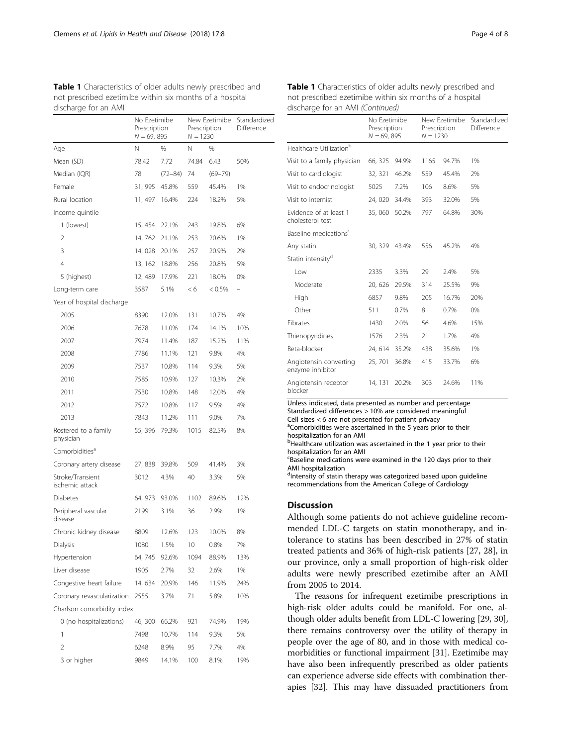**Table 1** Characteristics of older adults newly prescribed and not prescribed ezetimibe within six months of a hospital discharge for an AMI

| | No Ezetimibe Prescription $N = 69,895$ | | New Ezetimibe Prescription $N = 1230$ | | Standardized Difference |
|---|---|---|---|---|---|
| Age | N | % | N | % | |
| Mean (SD) | 78.42 | 7.72 | 74.84 | 6.43 | 50% |
| Median (IQR) | 78 | (72–84) | 74 | (69–79) | |
| Female | 31, 995 | 45.8% | 559 | 45.4% | 1% |
| Rural location | 11, 497 | 16.4% | 224 | 18.2% | 5% |
| Income quintile | | | | | |
| 1 (lowest) | 15, 454 | 22.1% | 243 | 19.8% | 6% |
| 2 | 14, 762 | 21.1% | 253 | 20.6% | 1% |
| 3 | 14, 028 | 20.1% | 257 | 20.9% | 2% |
| 4 | 13, 162 | 18.8% | 256 | 20.8% | 5% |
| 5 (highest) | 12, 489 | 17.9% | 221 | 18.0% | 0% |
| Long-term care | 3587 | 5.1% | < 6 | < 0.5% | – |
| Year of hospital discharge | | | | | |
| 2005 | 8390 | 12.0% | 131 | 10.7% | 4% |
| 2006 | 7678 | 11.0% | 174 | 14.1% | 10% |
| 2007 | 7974 | 11.4% | 187 | 15.2% | 11% |
| 2008 | 7786 | 11.1% | 121 | 9.8% | 4% |
| 2009 | 7537 | 10.8% | 114 | 9.3% | 5% |
| 2010 | 7585 | 10.9% | 127 | 10.3% | 2% |
| 2011 | 7530 | 10.8% | 148 | 12.0% | 4% |
| 2012 | 7572 | 10.8% | 117 | 9.5% | 4% |
| 2013 | 7843 | 11.2% | 111 | 9.0% | 7% |
| Rostered to a family physician | 55, 396 | 79.3% | 1015 | 82.5% | 8% |
| Comorbidities[a] | | | | | |
| Coronary artery disease | 27, 838 | 39.8% | 509 | 41.4% | 3% |
| Stroke/Transient ischemic attack | 3012 | 4.3% | 40 | 3.3% | 5% |
| Diabetes | 64, 973 | 93.0% | 1102 | 89.6% | 12% |
| Peripheral vascular disease | 2199 | 3.1% | 36 | 2.9% | 1% |
| Chronic kidney disease | 8809 | 12.6% | 123 | 10.0% | 8% |
| Dialysis | 1080 | 1.5% | 10 | 0.8% | 7% |
| Hypertension | 64, 745 | 92.6% | 1094 | 88.9% | 13% |
| Liver disease | 1905 | 2.7% | 32 | 2.6% | 1% |
| Congestive heart failure | 14, 634 | 20.9% | 146 | 11.9% | 24% |
| Coronary revascularization | 2555 | 3.7% | 71 | 5.8% | 10% |
| Charlson comorbidity index | | | | | |
| 0 (no hospitalizations) | 46, 300 | 66.2% | 921 | 74.9% | 19% |
| 1 | 7498 | 10.7% | 114 | 9.3% | 5% |
| 2 | 6248 | 8.9% | 95 | 7.7% | 4% |
| 3 or higher | 9849 | 14.1% | 100 | 8.1% | 19% |
| Healthcare Utilization[b] | | | | | |
| Visit to a family physician | 66, 325 | 94.9% | 1165 | 94.7% | 1% |
| Visit to cardiologist | 32, 321 | 46.2% | 559 | 45.4% | 2% |
| Visit to endocrinologist | 5025 | 7.2% | 106 | 8.6% | 5% |
| Visit to internist | 24, 020 | 34.4% | 393 | 32.0% | 5% |
| Evidence of at least 1 cholesterol test | 35, 060 | 50.2% | 797 | 64.8% | 30% |
| Baseline medications[c] | | | | | |
| Any statin | 30, 329 | 43.4% | 556 | 45.2% | 4% |
| Statin intensity[d] | | | | | |
| Low | 2335 | 3.3% | 29 | 2.4% | 5% |
| Moderate | 20, 626 | 29.5% | 314 | 25.5% | 9% |
| High | 6857 | 9.8% | 205 | 16.7% | 20% |
| Other | 511 | 0.7% | 8 | 0.7% | 0% |
| Fibrates | 1430 | 2.0% | 56 | 4.6% | 15% |
| Thienopyridines | 1576 | 2.3% | 21 | 1.7% | 4% |
| Beta-blocker | 24, 614 | 35.2% | 438 | 35.6% | 1% |
| Angiotensin converting enzyme inhibitor | 25, 701 | 36.8% | 415 | 33.7% | 6% |
| Angiotensin receptor blocker | 14, 131 | 20.2% | 303 | 24.6% | 11% |

Unless indicated, data presented as number and percentage
Standardized differences > 10% are considered meaningful
Cell sizes < 6 are not presented for patient privacy
[a]Comorbidities were ascertained in the 5 years prior to their hospitalization for an AMI
[b]Healthcare utilization was ascertained in the 1 year prior to their hospitalization for an AMI
[c]Baseline medications were examined in the 120 days prior to their AMI hospitalization
[d]Intensity of statin therapy was categorized based upon guideline recommendations from the American College of Cardiology

## Discussion

Although some patients do not achieve guideline recommended LDL-C targets on statin monotherapy, and intolerance to statins has been described in 27% of statin treated patients and 36% of high-risk patients [27, 28], in our province, only a small proportion of high-risk older adults were newly prescribed ezetimibe after an AMI from 2005 to 2014.

The reasons for infrequent ezetimibe prescriptions in high-risk older adults could be manifold. For one, although older adults benefit from LDL-C lowering [29, 30], there remains controversy over the utility of therapy in people over the age of 80, and in those with medical comorbidities or functional impairment [31]. Ezetimibe may have also been infrequently prescribed as older patients can experience adverse side effects with combination therapies [32]. This may have dissuaded practitioners from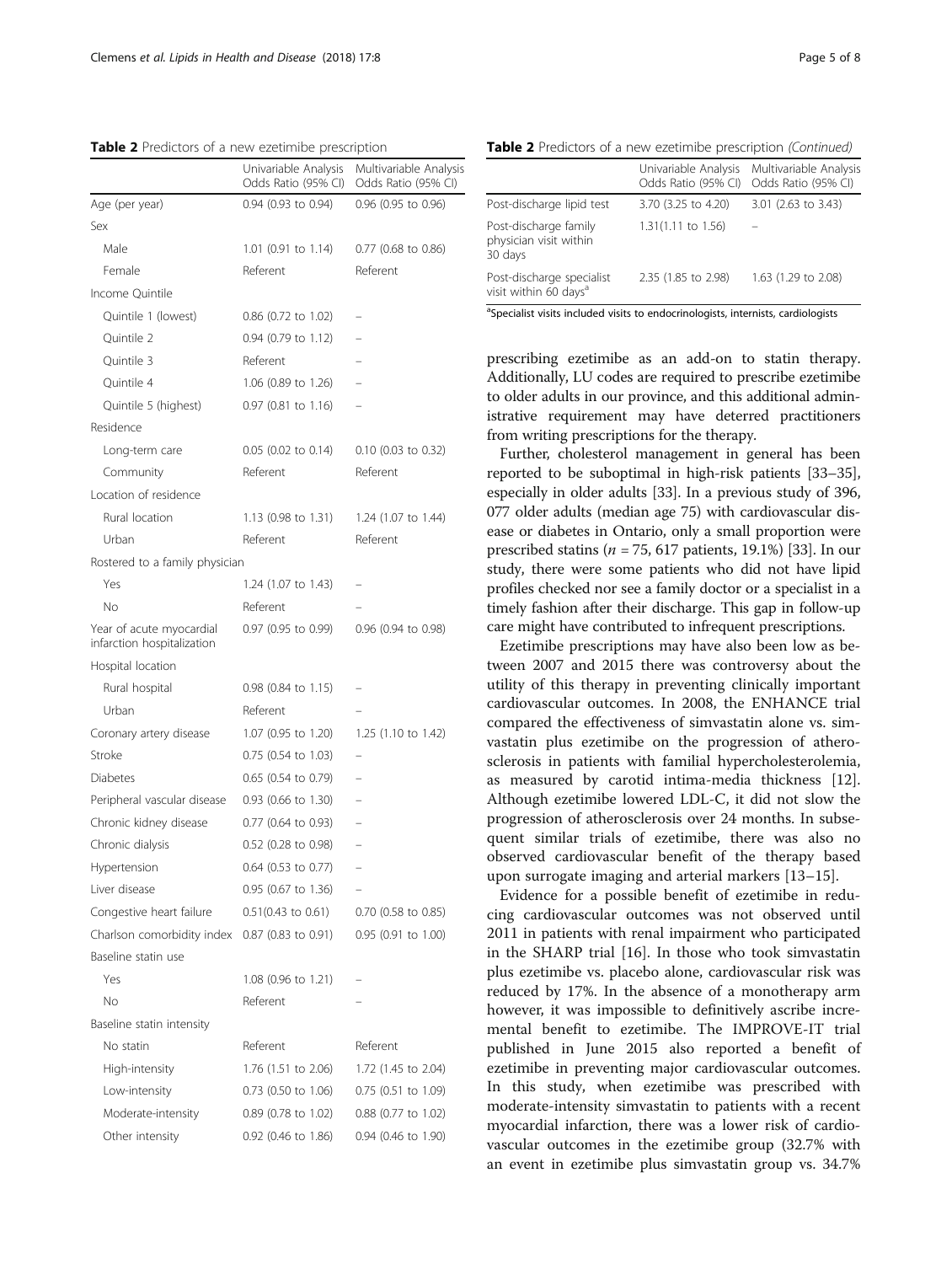**Table 2** Predictors of a new ezetimibe prescription

| | Univariable Analysis Odds Ratio (95% CI) | Multivariable Analysis Odds Ratio (95% CI) |
|---|---|---|
| Age (per year) | 0.94 (0.93 to 0.94) | 0.96 (0.95 to 0.96) |
| Sex | | |
| Male | 1.01 (0.91 to 1.14) | 0.77 (0.68 to 0.86) |
| Female | Referent | Referent |
| Income Quintile | | |
| Quintile 1 (lowest) | 0.86 (0.72 to 1.02) | – |
| Quintile 2 | 0.94 (0.79 to 1.12) | – |
| Quintile 3 | Referent | – |
| Quintile 4 | 1.06 (0.89 to 1.26) | – |
| Quintile 5 (highest) | 0.97 (0.81 to 1.16) | – |
| Residence | | |
| Long-term care | 0.05 (0.02 to 0.14) | 0.10 (0.03 to 0.32) |
| Community | Referent | Referent |
| Location of residence | | |
| Rural location | 1.13 (0.98 to 1.31) | 1.24 (1.07 to 1.44) |
| Urban | Referent | Referent |
| Rostered to a family physician | | |
| Yes | 1.24 (1.07 to 1.43) | – |
| No | Referent | – |
| Year of acute myocardial infarction hospitalization | 0.97 (0.95 to 0.99) | 0.96 (0.94 to 0.98) |
| Hospital location | | |
| Rural hospital | 0.98 (0.84 to 1.15) | – |
| Urban | Referent | – |
| Coronary artery disease | 1.07 (0.95 to 1.20) | 1.25 (1.10 to 1.42) |
| Stroke | 0.75 (0.54 to 1.03) | – |
| Diabetes | 0.65 (0.54 to 0.79) | – |
| Peripheral vascular disease | 0.93 (0.66 to 1.30) | – |
| Chronic kidney disease | 0.77 (0.64 to 0.93) | – |
| Chronic dialysis | 0.52 (0.28 to 0.98) | – |
| Hypertension | 0.64 (0.53 to 0.77) | – |
| Liver disease | 0.95 (0.67 to 1.36) | – |
| Congestive heart failure | 0.51(0.43 to 0.61) | 0.70 (0.58 to 0.85) |
| Charlson comorbidity index | 0.87 (0.83 to 0.91) | 0.95 (0.91 to 1.00) |
| Baseline statin use | | |
| Yes | 1.08 (0.96 to 1.21) | – |
| No | Referent | – |
| Baseline statin intensity | | |
| No statin | Referent | Referent |
| High-intensity | 1.76 (1.51 to 2.06) | 1.72 (1.45 to 2.04) |
| Low-intensity | 0.73 (0.50 to 1.06) | 0.75 (0.51 to 1.09) |
| Moderate-intensity | 0.89 (0.78 to 1.02) | 0.88 (0.77 to 1.02) |
| Other intensity | 0.92 (0.46 to 1.86) | 0.94 (0.46 to 1.90) |
| Post-discharge lipid test | 3.70 (3.25 to 4.20) | 3.01 (2.63 to 3.43) |
| Post-discharge family physician visit within 30 days | 1.31(1.11 to 1.56) | – |
| Post-discharge specialist visit within 60 days[a] | 2.35 (1.85 to 2.98) | 1.63 (1.29 to 2.08) |

[a]Specialist visits included visits to endocrinologists, internists, cardiologists

prescribing ezetimibe as an add-on to statin therapy. Additionally, LU codes are required to prescribe ezetimibe to older adults in our province, and this additional administrative requirement may have deterred practitioners from writing prescriptions for the therapy.

Further, cholesterol management in general has been reported to be suboptimal in high-risk patients [33–35], especially in older adults [33]. In a previous study of 396, 077 older adults (median age 75) with cardiovascular disease or diabetes in Ontario, only a small proportion were prescribed statins ($n = 75,617$ patients, 19.1%) [33]. In our study, there were some patients who did not have lipid profiles checked nor see a family doctor or a specialist in a timely fashion after their discharge. This gap in follow-up care might have contributed to infrequent prescriptions.

Ezetimibe prescriptions may have also been low as between 2007 and 2015 there was controversy about the utility of this therapy in preventing clinically important cardiovascular outcomes. In 2008, the ENHANCE trial compared the effectiveness of simvastatin alone vs. simvastatin plus ezetimibe on the progression of atherosclerosis in patients with familial hypercholesterolemia, as measured by carotid intima-media thickness [12]. Although ezetimibe lowered LDL-C, it did not slow the progression of atherosclerosis over 24 months. In subsequent similar trials of ezetimibe, there was also no observed cardiovascular benefit of the therapy based upon surrogate imaging and arterial markers [13–15].

Evidence for a possible benefit of ezetimibe in reducing cardiovascular outcomes was not observed until 2011 in patients with renal impairment who participated in the SHARP trial [16]. In those who took simvastatin plus ezetimibe vs. placebo alone, cardiovascular risk was reduced by 17%. In the absence of a monotherapy arm however, it was impossible to definitively ascribe incremental benefit to ezetimibe. The IMPROVE-IT trial published in June 2015 also reported a benefit of ezetimibe in preventing major cardiovascular outcomes. In this study, when ezetimibe was prescribed with moderate-intensity simvastatin to patients with a recent myocardial infarction, there was a lower risk of cardiovascular outcomes in the ezetimibe group (32.7% with an event in ezetimibe plus simvastatin group vs. 34.7%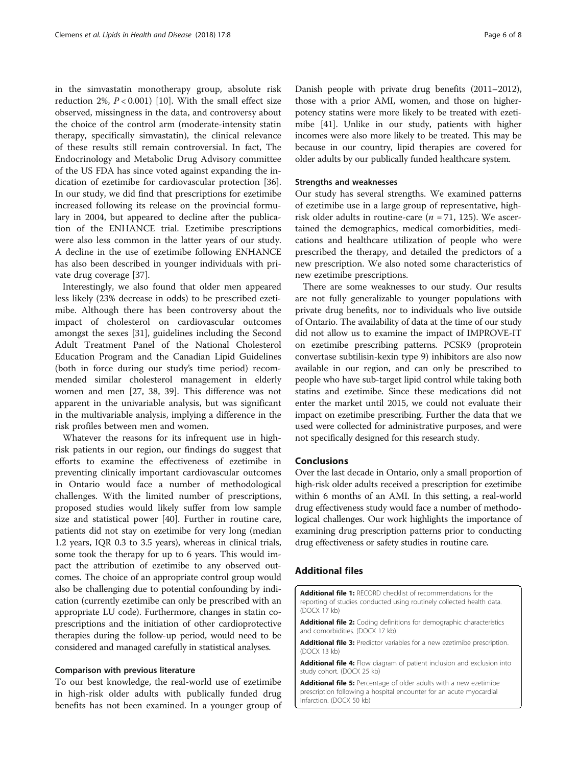in the simvastatin monotherapy group, absolute risk reduction 2%, $P < 0.001$) [10]. With the small effect size observed, missingness in the data, and controversy about the choice of the control arm (moderate-intensity statin therapy, specifically simvastatin), the clinical relevance of these results still remain controversial. In fact, The Endocrinology and Metabolic Drug Advisory committee of the US FDA has since voted against expanding the indication of ezetimibe for cardiovascular protection [36]. In our study, we did find that prescriptions for ezetimibe increased following its release on the provincial formulary in 2004, but appeared to decline after the publication of the ENHANCE trial. Ezetimibe prescriptions were also less common in the latter years of our study. A decline in the use of ezetimibe following ENHANCE has also been described in younger individuals with private drug coverage [37].

Interestingly, we also found that older men appeared less likely (23% decrease in odds) to be prescribed ezetimibe. Although there has been controversy about the impact of cholesterol on cardiovascular outcomes amongst the sexes [31], guidelines including the Second Adult Treatment Panel of the National Cholesterol Education Program and the Canadian Lipid Guidelines (both in force during our study's time period) recommended similar cholesterol management in elderly women and men [27, 38, 39]. This difference was not apparent in the univariable analysis, but was significant in the multivariable analysis, implying a difference in the risk profiles between men and women.

Whatever the reasons for its infrequent use in high-risk patients in our region, our findings do suggest that efforts to examine the effectiveness of ezetimibe in preventing clinically important cardiovascular outcomes in Ontario would face a number of methodological challenges. With the limited number of prescriptions, proposed studies would likely suffer from low sample size and statistical power [40]. Further in routine care, patients did not stay on ezetimibe for very long (median 1.2 years, IQR 0.3 to 3.5 years), whereas in clinical trials, some took the therapy for up to 6 years. This would impact the attribution of ezetimibe to any observed outcomes. The choice of an appropriate control group would also be challenging due to potential confounding by indication (currently ezetimibe can only be prescribed with an appropriate LU code). Furthermore, changes in statin co-prescriptions and the initiation of other cardioprotective therapies during the follow-up period, would need to be considered and managed carefully in statistical analyses.

### Comparison with previous literature

To our best knowledge, the real-world use of ezetimibe in high-risk older adults with publically funded drug benefits has not been examined. In a younger group of Danish people with private drug benefits (2011–2012), those with a prior AMI, women, and those on higher-potency statins were more likely to be treated with ezetimibe [41]. Unlike in our study, patients with higher incomes were also more likely to be treated. This may be because in our country, lipid therapies are covered for older adults by our publically funded healthcare system.

### Strengths and weaknesses

Our study has several strengths. We examined patterns of ezetimibe use in a large group of representative, high-risk older adults in routine-care ($n$ = 71, 125). We ascertained the demographics, medical comorbidities, medications and healthcare utilization of people who were prescribed the therapy, and detailed the predictors of a new prescription. We also noted some characteristics of new ezetimibe prescriptions.

There are some weaknesses to our study. Our results are not fully generalizable to younger populations with private drug benefits, nor to individuals who live outside of Ontario. The availability of data at the time of our study did not allow us to examine the impact of IMPROVE-IT on ezetimibe prescribing patterns. PCSK9 (proprotein convertase subtilisin-kexin type 9) inhibitors are also now available in our region, and can only be prescribed to people who have sub-target lipid control while taking both statins and ezetimibe. Since these medications did not enter the market until 2015, we could not evaluate their impact on ezetimibe prescribing. Further the data that we used were collected for administrative purposes, and were not specifically designed for this research study.

## Conclusions

Over the last decade in Ontario, only a small proportion of high-risk older adults received a prescription for ezetimibe within 6 months of an AMI. In this setting, a real-world drug effectiveness study would face a number of methodological challenges. Our work highlights the importance of examining drug prescription patterns prior to conducting drug effectiveness or safety studies in routine care.

## Additional files

**Additional file 1:** RECORD checklist of recommendations for the reporting of studies conducted using routinely collected health data. (DOCX 17 kb)

**Additional file 2:** Coding definitions for demographic characteristics and comorbidities. (DOCX 17 kb)

**Additional file 3:** Predictor variables for a new ezetimibe prescription. (DOCX 13 kb)

**Additional file 4:** Flow diagram of patient inclusion and exclusion into study cohort. (DOCX 25 kb)

**Additional file 5:** Percentage of older adults with a new ezetimibe prescription following a hospital encounter for an acute myocardial infarction. (DOCX 50 kb)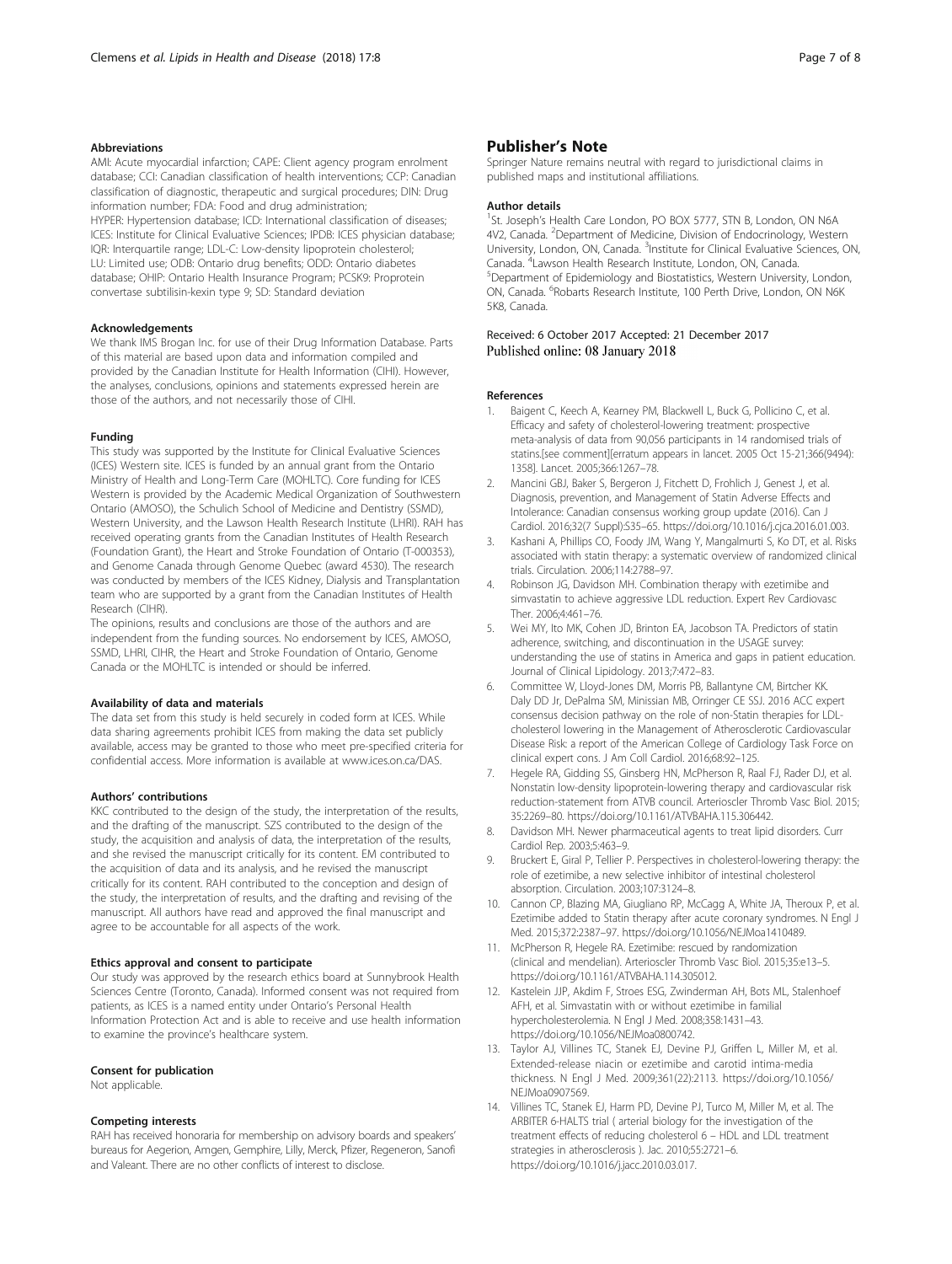#### Abbreviations

AMI: Acute myocardial infarction; CAPE: Client agency program enrolment database; CCI: Canadian classification of health interventions; CCP: Canadian classification of diagnostic, therapeutic and surgical procedures; DIN: Drug information number; FDA: Food and drug administration; HYPER: Hypertension database; ICD: International classification of diseases; ICES: Institute for Clinical Evaluative Sciences; IPDB: ICES physician database; IQR: Interquartile range; LDL-C: Low-density lipoprotein cholesterol; LU: Limited use; ODB: Ontario drug benefits; ODD: Ontario diabetes database; OHIP: Ontario Health Insurance Program; PCSK9: Proprotein convertase subtilisin-kexin type 9; SD: Standard deviation

#### Acknowledgements

We thank IMS Brogan Inc. for use of their Drug Information Database. Parts of this material are based upon data and information compiled and provided by the Canadian Institute for Health Information (CIHI). However, the analyses, conclusions, opinions and statements expressed herein are those of the authors, and not necessarily those of CIHI.

#### Funding

This study was supported by the Institute for Clinical Evaluative Sciences (ICES) Western site. ICES is funded by an annual grant from the Ontario Ministry of Health and Long-Term Care (MOHLTC). Core funding for ICES Western is provided by the Academic Medical Organization of Southwestern Ontario (AMOSO), the Schulich School of Medicine and Dentistry (SSMD), Western University, and the Lawson Health Research Institute (LHRI). RAH has received operating grants from the Canadian Institutes of Health Research (Foundation Grant), the Heart and Stroke Foundation of Ontario (T-000353), and Genome Canada through Genome Quebec (award 4530). The research was conducted by members of the ICES Kidney, Dialysis and Transplantation team who are supported by a grant from the Canadian Institutes of Health Research (CIHR).

The opinions, results and conclusions are those of the authors and are independent from the funding sources. No endorsement by ICES, AMOSO, SSMD, LHRI, CIHR, the Heart and Stroke Foundation of Ontario, Genome Canada or the MOHLTC is intended or should be inferred.

#### Availability of data and materials

The data set from this study is held securely in coded form at ICES. While data sharing agreements prohibit ICES from making the data set publicly available, access may be granted to those who meet pre-specified criteria for confidential access. More information is available at www.ices.on.ca/DAS.

#### Authors' contributions

KKC contributed to the design of the study, the interpretation of the results, and the drafting of the manuscript. SZS contributed to the design of the study, the acquisition and analysis of data, the interpretation of the results, and she revised the manuscript critically for its content. EM contributed to the acquisition of data and its analysis, and he revised the manuscript critically for its content. RAH contributed to the conception and design of the study, the interpretation of results, and the drafting and revising of the manuscript. All authors have read and approved the final manuscript and agree to be accountable for all aspects of the work.

#### Ethics approval and consent to participate

Our study was approved by the research ethics board at Sunnybrook Health Sciences Centre (Toronto, Canada). Informed consent was not required from patients, as ICES is a named entity under Ontario's Personal Health Information Protection Act and is able to receive and use health information to examine the province's healthcare system.

#### Consent for publication

Not applicable.

#### Competing interests

RAH has received honoraria for membership on advisory boards and speakers' bureaus for Aegerion, Amgen, Gemphire, Lilly, Merck, Pfizer, Regeneron, Sanofi and Valeant. There are no other conflicts of interest to disclose.

## Publisher's Note

Springer Nature remains neutral with regard to jurisdictional claims in published maps and institutional affiliations.

#### Author details

[1]St. Joseph's Health Care London, PO BOX 5777, STN B, London, ON N6A 4V2, Canada. [2]Department of Medicine, Division of Endocrinology, Western University, London, ON, Canada. [3]Institute for Clinical Evaluative Sciences, ON, Canada. [4]Lawson Health Research Institute, London, ON, Canada. [5]Department of Epidemiology and Biostatistics, Western University, London, ON, Canada. [6]Robarts Research Institute, 100 Perth Drive, London, ON N6K 5K8, Canada.

Received: 6 October 2017 Accepted: 21 December 2017
Published online: 08 January 2018

#### References

1. Baigent C, Keech A, Kearney PM, Blackwell L, Buck G, Pollicino C, et al. Efficacy and safety of cholesterol-lowering treatment: prospective meta-analysis of data from 90,056 participants in 14 randomised trials of statins.[see comment][erratum appears in lancet. 2005 Oct 15-21;366(9494): 1358]. Lancet. 2005;366:1267–78.
2. Mancini GBJ, Baker S, Bergeron J, Fitchett D, Frohlich J, Genest J, et al. Diagnosis, prevention, and Management of Statin Adverse Effects and Intolerance: Canadian consensus working group update (2016). Can J Cardiol. 2016;32(7 Suppl):S35–65. https://doi.org/10.1016/j.cjca.2016.01.003.
3. Kashani A, Phillips CO, Foody JM, Wang Y, Mangalmurti S, Ko DT, et al. Risks associated with statin therapy: a systematic overview of randomized clinical trials. Circulation. 2006;114:2788–97.
4. Robinson JG, Davidson MH. Combination therapy with ezetimibe and simvastatin to achieve aggressive LDL reduction. Expert Rev Cardiovasc Ther. 2006;4:461–76.
5. Wei MY, Ito MK, Cohen JD, Brinton EA, Jacobson TA. Predictors of statin adherence, switching, and discontinuation in the USAGE survey: understanding the use of statins in America and gaps in patient education. Journal of Clinical Lipidology. 2013;7:472–83.
6. Committee W, Lloyd-Jones DM, Morris PB, Ballantyne CM, Birtcher KK. Daly DD Jr, DePalma SM, Minissian MB, Orringer CE SSJ. 2016 ACC expert consensus decision pathway on the role of non-Statin therapies for LDL-cholesterol lowering in the Management of Atherosclerotic Cardiovascular Disease Risk: a report of the American College of Cardiology Task Force on clinical expert cons. J Am Coll Cardiol. 2016;68:92–125.
7. Hegele RA, Gidding SS, Ginsberg HN, McPherson R, Raal FJ, Rader DJ, et al. Nonstatin low-density lipoprotein-lowering therapy and cardiovascular risk reduction-statement from ATVB council. Arterioscler Thromb Vasc Biol. 2015; 35:2269–80. https://doi.org/10.1161/ATVBAHA.115.306442.
8. Davidson MH. Newer pharmaceutical agents to treat lipid disorders. Curr Cardiol Rep. 2003;5:463–9.
9. Bruckert E, Giral P, Tellier P. Perspectives in cholesterol-lowering therapy: the role of ezetimibe, a new selective inhibitor of intestinal cholesterol absorption. Circulation. 2003;107:3124–8.
10. Cannon CP, Blazing MA, Giugliano RP, McCagg A, White JA, Theroux P, et al. Ezetimibe added to Statin therapy after acute coronary syndromes. N Engl J Med. 2015;372:2387–97. https://doi.org/10.1056/NEJMoa1410489.
11. McPherson R, Hegele RA. Ezetimibe: rescued by randomization (clinical and mendelian). Arterioscler Thromb Vasc Biol. 2015;35:e13–5. https://doi.org/10.1161/ATVBAHA.114.305012.
12. Kastelein JJP, Akdim F, Stroes ESG, Zwinderman AH, Bots ML, Stalenhoef AFH, et al. Simvastatin with or without ezetimibe in familial hypercholesterolemia. N Engl J Med. 2008;358:1431–43. https://doi.org/10.1056/NEJMoa0800742.
13. Taylor AJ, Villines TC, Stanek EJ, Devine PJ, Griffen L, Miller M, et al. Extended-release niacin or ezetimibe and carotid intima-media thickness. N Engl J Med. 2009;361(22):2113. https://doi.org/10.1056/NEJMoa0907569.
14. Villines TC, Stanek EJ, Harm PD, Devine PJ, Turco M, Miller M, et al. The ARBITER 6-HALTS trial ( arterial biology for the investigation of the treatment effects of reducing cholesterol 6 – HDL and LDL treatment strategies in atherosclerosis ). Jac. 2010;55:2721–6. https://doi.org/10.1016/j.jacc.2010.03.017.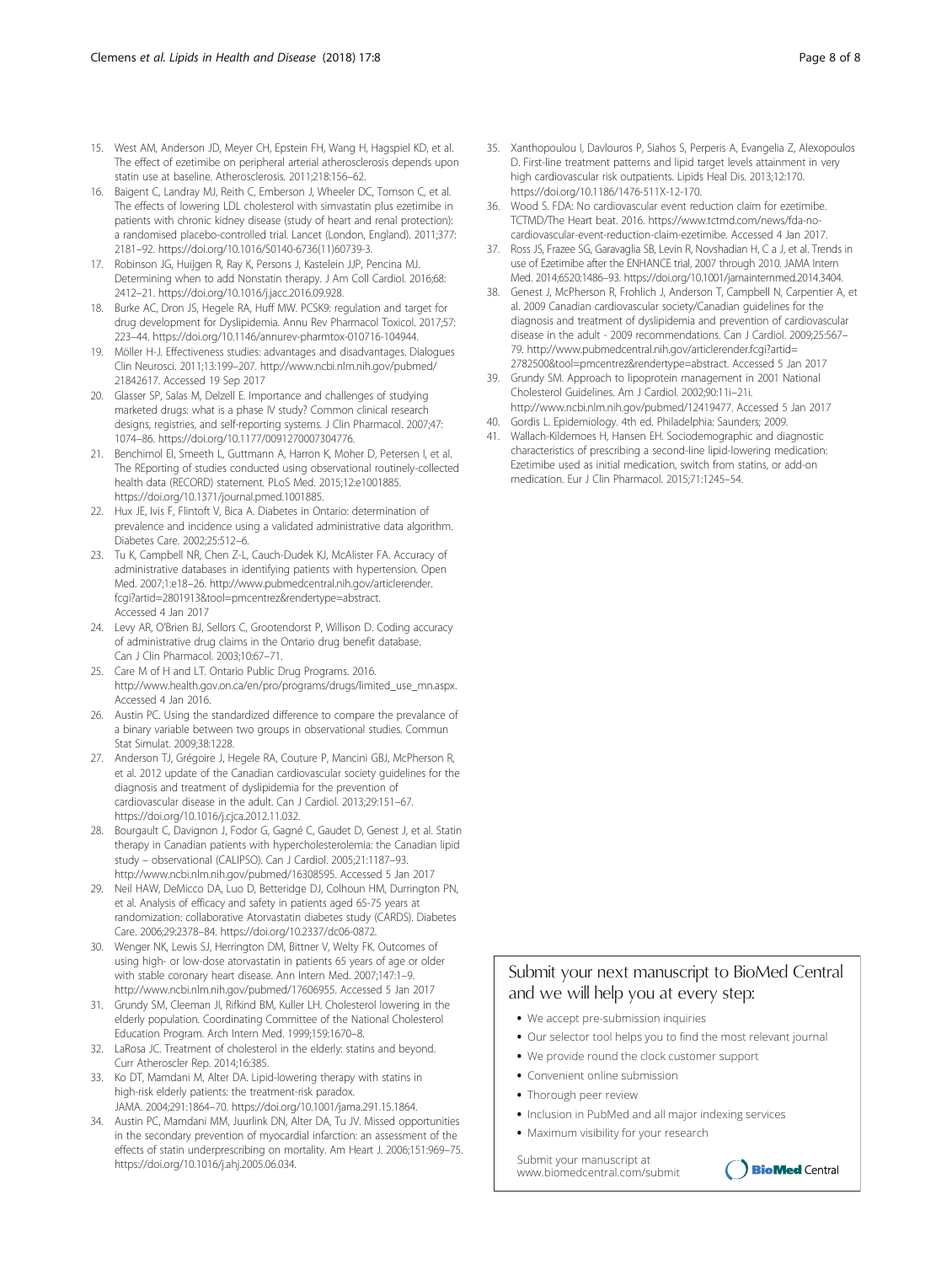15. West AM, Anderson JD, Meyer CH, Epstein FH, Wang H, Hagspiel KD, et al. The effect of ezetimibe on peripheral arterial atherosclerosis depends upon statin use at baseline. Atherosclerosis. 2011;218:156–62.
16. Baigent C, Landray MJ, Reith C, Emberson J, Wheeler DC, Tomson C, et al. The effects of lowering LDL cholesterol with simvastatin plus ezetimibe in patients with chronic kidney disease (study of heart and renal protection): a randomised placebo-controlled trial. Lancet (London, England). 2011;377: 2181–92. https://doi.org/10.1016/S0140-6736(11)60739-3.
17. Robinson JG, Huijgen R, Ray K, Persons J, Kastelein JJP, Pencina MJ. Determining when to add Nonstatin therapy. J Am Coll Cardiol. 2016;68: 2412–21. https://doi.org/10.1016/j.jacc.2016.09.928.
18. Burke AC, Dron JS, Hegele RA, Huff MW. PCSK9: regulation and target for drug development for Dyslipidemia. Annu Rev Pharmacol Toxicol. 2017;57: 223–44. https://doi.org/10.1146/annurev-pharmtox-010716-104944.
19. Möller H-J. Effectiveness studies: advantages and disadvantages. Dialogues Clin Neurosci. 2011;13:199–207. http://www.ncbi.nlm.nih.gov/pubmed/21842617. Accessed 19 Sep 2017
20. Glasser SP, Salas M, Delzell E. Importance and challenges of studying marketed drugs: what is a phase IV study? Common clinical research designs, registries, and self-reporting systems. J Clin Pharmacol. 2007;47: 1074–86. https://doi.org/10.1177/0091270007304776.
21. Benchimol EI, Smeeth L, Guttmann A, Harron K, Moher D, Petersen I, et al. The REporting of studies conducted using observational routinely-collected health data (RECORD) statement. PLoS Med. 2015;12:e1001885. https://doi.org/10.1371/journal.pmed.1001885.
22. Hux JE, Ivis F, Flintoft V, Bica A. Diabetes in Ontario: determination of prevalence and incidence using a validated administrative data algorithm. Diabetes Care. 2002;25:512–6.
23. Tu K, Campbell NR, Chen Z-L, Cauch-Dudek KJ, McAlister FA. Accuracy of administrative databases in identifying patients with hypertension. Open Med. 2007;1:e18–26. http://www.pubmedcentral.nih.gov/articlerender.fcgi?artid=2801913&tool=pmcentrez&rendertype=abstract. Accessed 4 Jan 2017
24. Levy AR, O'Brien BJ, Sellors C, Grootendorst P, Willison D. Coding accuracy of administrative drug claims in the Ontario drug benefit database. Can J Clin Pharmacol. 2003;10:67–71.
25. Care M of H and LT. Ontario Public Drug Programs. 2016. http://www.health.gov.on.ca/en/pro/programs/drugs/limited_use_mn.aspx. Accessed 4 Jan 2016.
26. Austin PC. Using the standardized difference to compare the prevalance of a binary variable between two groups in observational studies. Commun Stat Simulat. 2009;38:1228.
27. Anderson TJ, Grégoire J, Hegele RA, Couture P, Mancini GBJ, McPherson R, et al. 2012 update of the Canadian cardiovascular society guidelines for the diagnosis and treatment of dyslipidemia for the prevention of cardiovascular disease in the adult. Can J Cardiol. 2013;29:151–67. https://doi.org/10.1016/j.cjca.2012.11.032.
28. Bourgault C, Davignon J, Fodor G, Gagné C, Gaudet D, Genest J, et al. Statin therapy in Canadian patients with hypercholesterolemia: the Canadian lipid study – observational (CALIPSO). Can J Cardiol. 2005;21:1187–93. http://www.ncbi.nlm.nih.gov/pubmed/16308595. Accessed 5 Jan 2017
29. Neil HAW, DeMicco DA, Luo D, Betteridge DJ, Colhoun HM, Durrington PN, et al. Analysis of efficacy and safety in patients aged 65-75 years at randomization: collaborative Atorvastatin diabetes study (CARDS). Diabetes Care. 2006;29:2378–84. https://doi.org/10.2337/dc06-0872.
30. Wenger NK, Lewis SJ, Herrington DM, Bittner V, Welty FK. Outcomes of using high- or low-dose atorvastatin in patients 65 years of age or older with stable coronary heart disease. Ann Intern Med. 2007;147:1–9. http://www.ncbi.nlm.nih.gov/pubmed/17606955. Accessed 5 Jan 2017
31. Grundy SM, Cleeman JI, Rifkind BM, Kuller LH. Cholesterol lowering in the elderly population. Coordinating Committee of the National Cholesterol Education Program. Arch Intern Med. 1999;159:1670–8.
32. LaRosa JC. Treatment of cholesterol in the elderly: statins and beyond. Curr Atheroscler Rep. 2014;16:385.
33. Ko DT, Mamdani M, Alter DA. Lipid-lowering therapy with statins in high-risk elderly patients: the treatment-risk paradox. JAMA. 2004;291:1864–70. https://doi.org/10.1001/jama.291.15.1864.
34. Austin PC, Mamdani MM, Juurlink DN, Alter DA, Tu JV. Missed opportunities in the secondary prevention of myocardial infarction: an assessment of the effects of statin underprescribing on mortality. Am Heart J. 2006;151:969–75. https://doi.org/10.1016/j.ahj.2005.06.034.
35. Xanthopoulou I, Davlouros P, Siahos S, Perperis A, Evangelia Z, Alexopoulos D. First-line treatment patterns and lipid target levels attainment in very high cardiovascular risk outpatients. Lipids Heal Dis. 2013;12:170. https://doi.org/10.1186/1476-511X-12-170.
36. Wood S. FDA: No cardiovascular event reduction claim for ezetimibe. TCTMD/The Heart beat. 2016. https://www.tctmd.com/news/fda-no-cardiovascular-event-reduction-claim-ezetimibe. Accessed 4 Jan 2017.
37. Ross JS, Frazee SG, Garavaglia SB, Levin R, Novshadian H, C a J, et al. Trends in use of Ezetimibe after the ENHANCE trial, 2007 through 2010. JAMA Intern Med. 2014;6520:1486–93. https://doi.org/10.1001/jamainternmed.2014.3404.
38. Genest J, McPherson R, Frohlich J, Anderson T, Campbell N, Carpentier A, et al. 2009 Canadian cardiovascular society/Canadian guidelines for the diagnosis and treatment of dyslipidemia and prevention of cardiovascular disease in the adult - 2009 recommendations. Can J Cardiol. 2009;25:567–79. http://www.pubmedcentral.nih.gov/articlerender.fcgi?artid=2782500&tool=pmcentrez&rendertype=abstract. Accessed 5 Jan 2017
39. Grundy SM. Approach to lipoprotein management in 2001 National Cholesterol Guidelines. Am J Cardiol. 2002;90:11i–21i. http://www.ncbi.nlm.nih.gov/pubmed/12419477. Accessed 5 Jan 2017
40. Gordis L. Epidemiology. 4th ed. Philadelphia: Saunders; 2009.
41. Wallach-Kildemoes H, Hansen EH. Sociodemographic and diagnostic characteristics of prescribing a second-line lipid-lowering medication: Ezetimibe used as initial medication, switch from statins, or add-on medication. Eur J Clin Pharmacol. 2015;71:1245–54.

Submit your next manuscript to BioMed Central and we will help you at every step:

- We accept pre-submission inquiries
- Our selector tool helps you to find the most relevant journal
- We provide round the clock customer support
- Convenient online submission
- Thorough peer review
- Inclusion in PubMed and all major indexing services
- Maximum visibility for your research

Submit your manuscript at www.biomedcentral.com/submit

BioMed Central